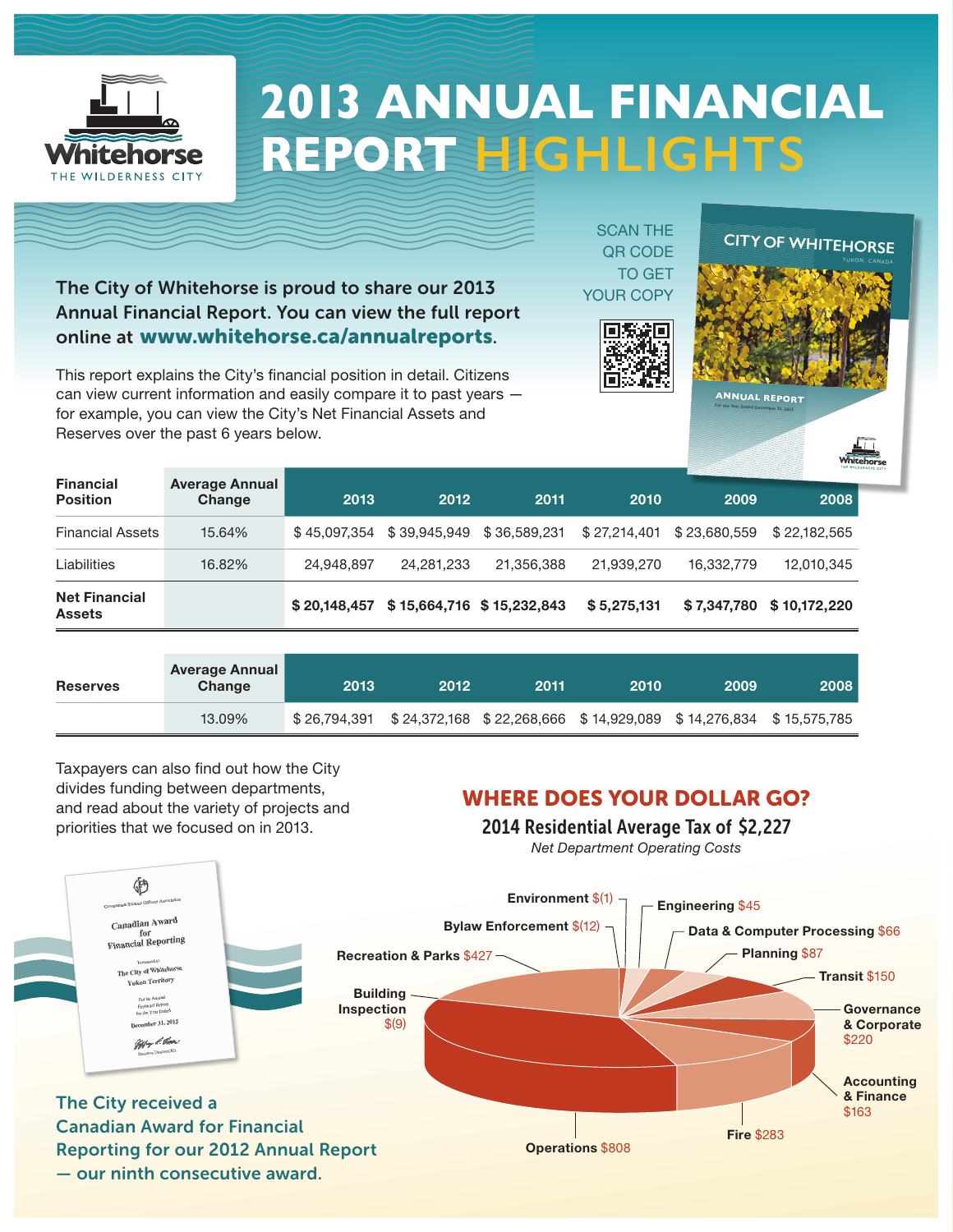# 2013 ANNUAL FINANCIAL REPORT HIGHLIGHTS

**The City of Whitehorse is proud to share our 2013 Annual Financial Report. You can view the full report online at www.whitehorse.ca/annualreports.**

SCAN THE QR CODE TO GET YOUR COPY

This report explains the City's financial position in detail. Citizens can view current information and easily compare it to past years — for example, you can view the City's Net Financial Assets and Reserves over the past 6 years below.

| Financial Position | Average Annual Change | 2013 | 2012 | 2011 | 2010 | 2009 | 2008 |
|---|---|---|---|---|---|---|---|
| Financial Assets | 15.64% | $ 45,097,354 | $ 39,945,949 | $ 36,589,231 | $ 27,214,401 | $ 23,680,559 | $ 22,182,565 |
| Liabilities | 16.82% | 24,948,897 | 24,281,233 | 21,356,388 | 21,939,270 | 16,332,779 | 12,010,345 |
| **Net Financial Assets** | | **$ 20,148,457** | **$ 15,664,716** | **$ 15,232,843** | **$ 5,275,131** | **$ 7,347,780** | **$ 10,172,220** |

| Reserves | Average Annual Change | 2013 | 2012 | 2011 | 2010 | 2009 | 2008 |
|---|---|---|---|---|---|---|---|
| | 13.09% | $ 26,794,391 | $ 24,372,168 | $ 22,268,666 | $ 14,929,089 | $ 14,276,834 | $ 15,575,785 |

Taxpayers can also find out how the City divides funding between departments, and read about the variety of projects and priorities that we focused on in 2013.

## WHERE DOES YOUR DOLLAR GO?

### 2014 Residential Average Tax of $2,227

*Net Department Operating Costs*

- Environment $(1)
- Engineering $45
- Bylaw Enforcement $(12)
- Data & Computer Processing $66
- Recreation & Parks $427
- Planning $87
- Transit $150
- Building Inspection $(9)
- Governance & Corporate $220
- Accounting & Finance $163
- Fire $283
- Operations $808

**The City received a Canadian Award for Financial Reporting for our 2012 Annual Report — our ninth consecutive award.**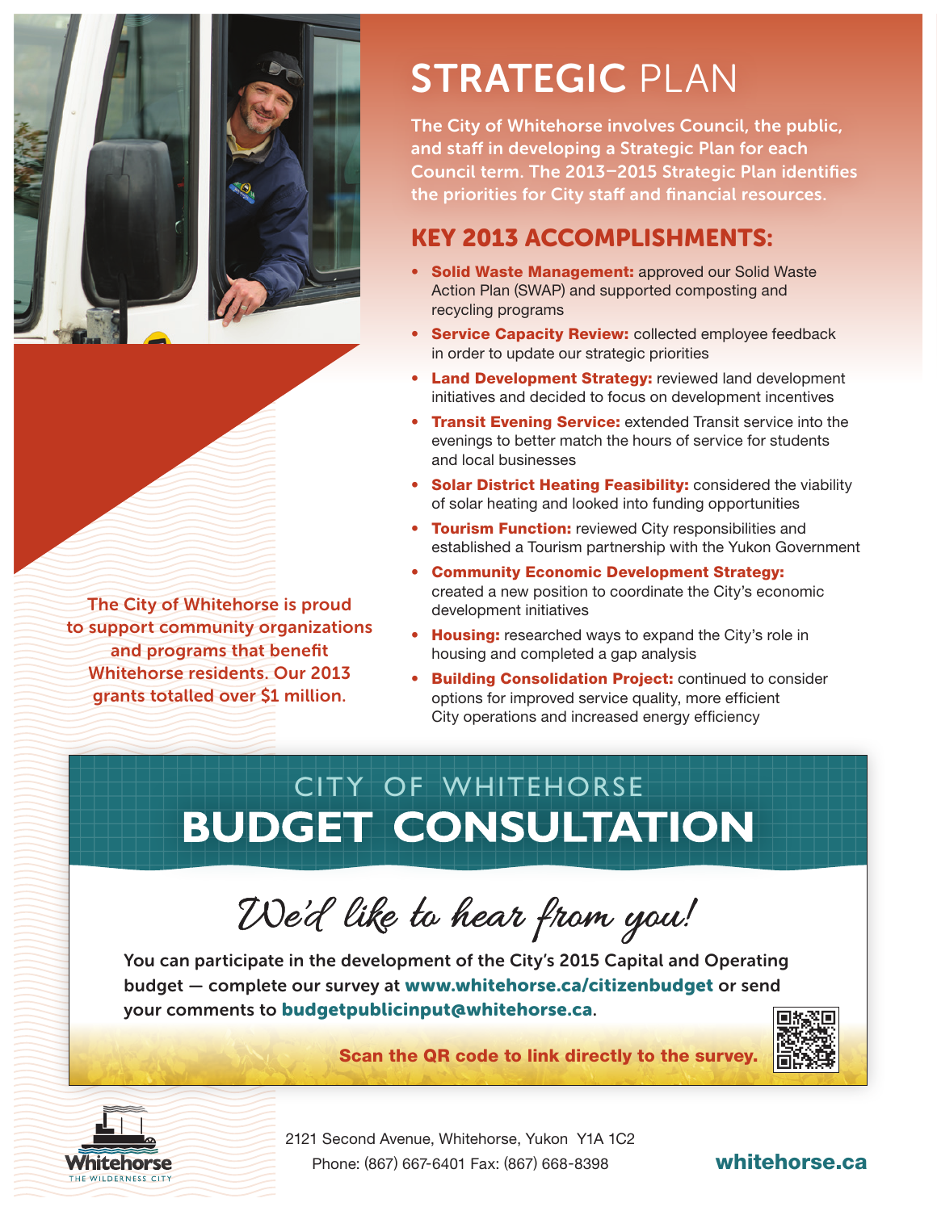# STRATEGIC PLAN

The City of Whitehorse involves Council, the public, and staff in developing a Strategic Plan for each Council term. The 2013–2015 Strategic Plan identifies the priorities for City staff and financial resources.

## KEY 2013 ACCOMPLISHMENTS:

- **Solid Waste Management:** approved our Solid Waste Action Plan (SWAP) and supported composting and recycling programs
- **Service Capacity Review:** collected employee feedback in order to update our strategic priorities
- **Land Development Strategy:** reviewed land development initiatives and decided to focus on development incentives
- **Transit Evening Service:** extended Transit service into the evenings to better match the hours of service for students and local businesses
- **Solar District Heating Feasibility:** considered the viability of solar heating and looked into funding opportunities
- **Tourism Function:** reviewed City responsibilities and established a Tourism partnership with the Yukon Government
- **Community Economic Development Strategy:** created a new position to coordinate the City's economic development initiatives
- **Housing:** researched ways to expand the City's role in housing and completed a gap analysis
- **Building Consolidation Project:** continued to consider options for improved service quality, more efficient City operations and increased energy efficiency

The City of Whitehorse is proud to support community organizations and programs that benefit Whitehorse residents. Our 2013 grants totalled over $1 million.

## CITY OF WHITEHORSE BUDGET CONSULTATION

*We'd like to hear from you!*

You can participate in the development of the City's 2015 Capital and Operating budget — complete our survey at **www.whitehorse.ca/citizenbudget** or send your comments to **budgetpublicinput@whitehorse.ca**.

**Scan the QR code to link directly to the survey.**

Whitehorse
THE WILDERNESS CITY

2121 Second Avenue, Whitehorse, Yukon Y1A 1C2
Phone: (867) 667-6401 Fax: (867) 668-8398

**whitehorse.ca**